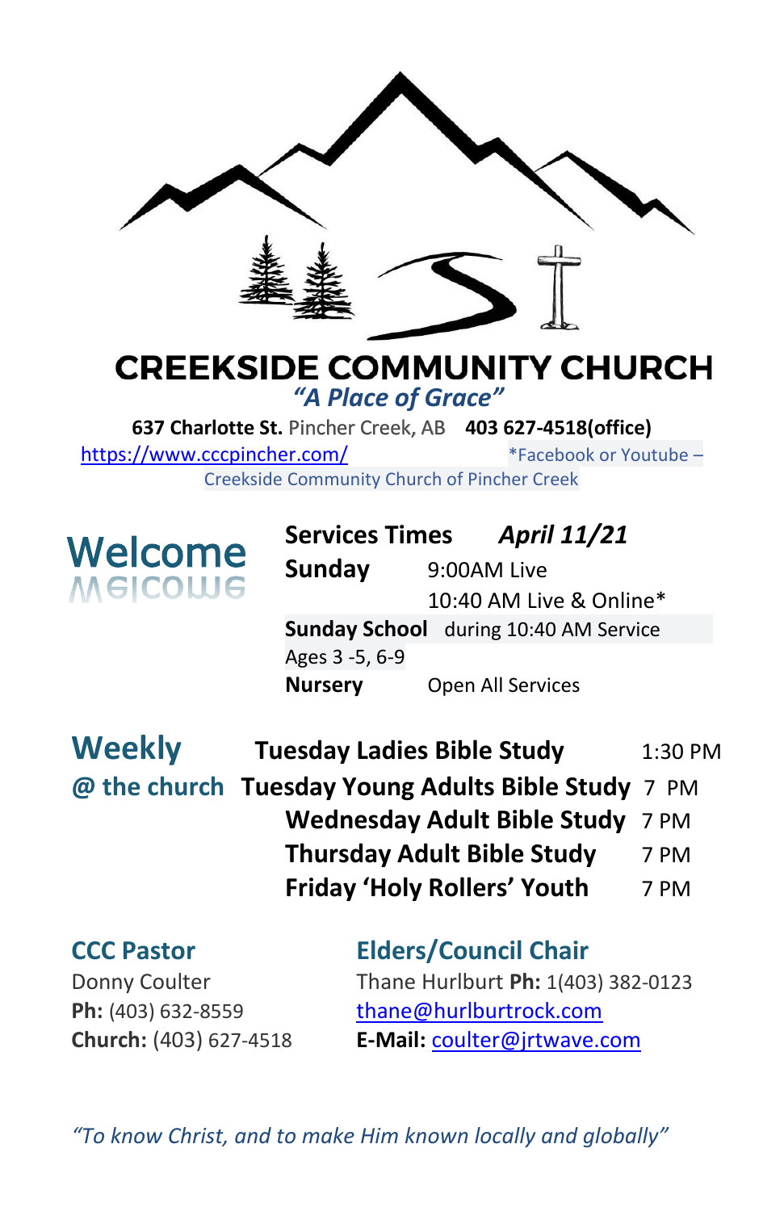# CREEKSIDE COMMUNITY CHURCH

*"A Place of Grace"*

**637 Charlotte St.** Pincher Creek, AB **403 627-4518(office)**

https://www.cccpincher.com/ *Facebook or Youtube – Creekside Community Church of Pincher Creek

## Welcome

**Services Times** ***April 11/21***

**Sunday** 9:00AM Live
10:40 AM Live & Online*

**Sunday School** during 10:40 AM Service
Ages 3 -5, 6-9

**Nursery** Open All Services

## Weekly @ the church

| | |
|---|---|
| **Tuesday Ladies Bible Study** | 1:30 PM |
| **Tuesday Young Adults Bible Study** | 7 PM |
| **Wednesday Adult Bible Study** | 7 PM |
| **Thursday Adult Bible Study** | 7 PM |
| **Friday 'Holy Rollers' Youth** | 7 PM |

### CCC Pastor

Donny Coulter
**Ph:** (403) 632-8559
**Church:** (403) 627-4518
**E-Mail:** coulter@jrtwave.com

### Elders/Council Chair

Thane Hurlburt **Ph:** 1(403) 382-0123
thane@hurlburtrock.com

*"To know Christ, and to make Him known locally and globally"*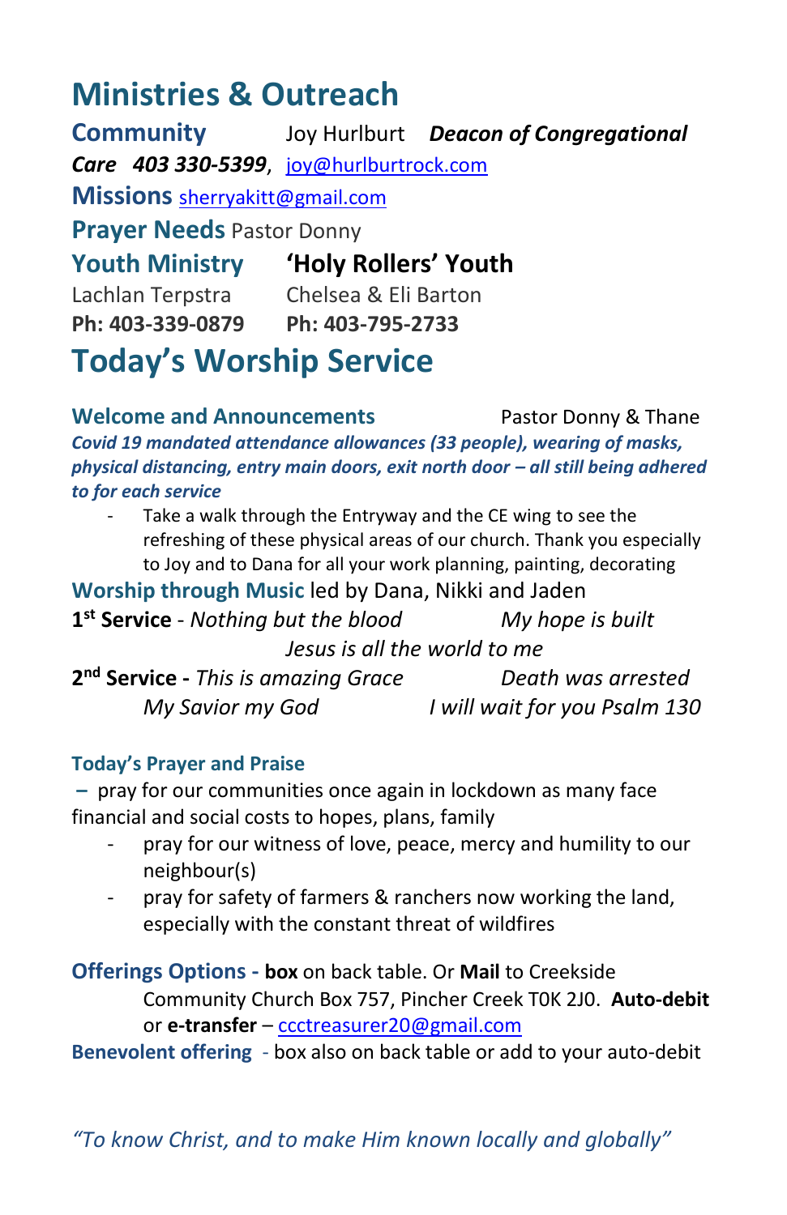# Ministries & Outreach

**Community Care** Joy Hurlburt ***Deacon of Congregational Care*** ***403 330-5399***, joy@hurlburtrock.com

**Missions** sherryakitt@gmail.com

**Prayer Needs** Pastor Donny

**Youth Ministry**
Lachlan Terpstra
**Ph: 403-339-0879**

**'Holy Rollers' Youth**
Chelsea & Eli Barton
**Ph: 403-795-2733**

# Today's Worship Service

**Welcome and Announcements** Pastor Donny & Thane

***Covid 19 mandated attendance allowances (33 people), wearing of masks, physical distancing, entry main doors, exit north door – all still being adhered to for each service***

- Take a walk through the Entryway and the CE wing to see the refreshing of these physical areas of our church. Thank you especially to Joy and to Dana for all your work planning, painting, decorating

**Worship through Music** led by Dana, Nikki and Jaden

**1st Service** - *Nothing but the blood* *My hope is built* *Jesus is all the world to me*

**2nd Service -** *This is amazing Grace* *Death was arrested* *My Savior my God* *I will wait for you Psalm 130*

**Today's Prayer and Praise**

– pray for our communities once again in lockdown as many face financial and social costs to hopes, plans, family

- pray for our witness of love, peace, mercy and humility to our neighbour(s)
- pray for safety of farmers & ranchers now working the land, especially with the constant threat of wildfires

**Offerings Options -** **box** on back table. Or **Mail** to Creekside Community Church Box 757, Pincher Creek T0K 2J0. **Auto-debit** or **e-transfer** – ccctreasurer20@gmail.com

**Benevolent offering** - box also on back table or add to your auto-debit

*"To know Christ, and to make Him known locally and globally"*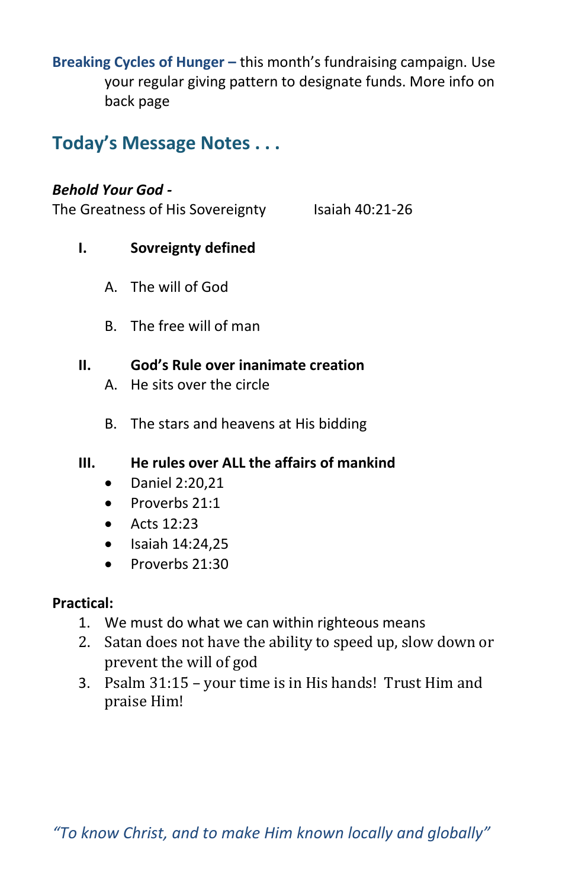**Breaking Cycles of Hunger –** this month's fundraising campaign. Use your regular giving pattern to designate funds. More info on back page

## Today's Message Notes . . .

***Behold Your God -***
The Greatness of His Sovereignty Isaiah 40:21-26

**I. Sovereignty defined**

A. The will of God

B. The free will of man

**II. God's Rule over inanimate creation**

A. He sits over the circle

B. The stars and heavens at His bidding

**III. He rules over ALL the affairs of mankind**

- Daniel 2:20,21
- Proverbs 21:1
- Acts 12:23
- Isaiah 14:24,25
- Proverbs 21:30

**Practical:**

1. We must do what we can within righteous means
2. Satan does not have the ability to speed up, slow down or prevent the will of god
3. Psalm 31:15 – your time is in His hands! Trust Him and praise Him!

*"To know Christ, and to make Him known locally and globally"*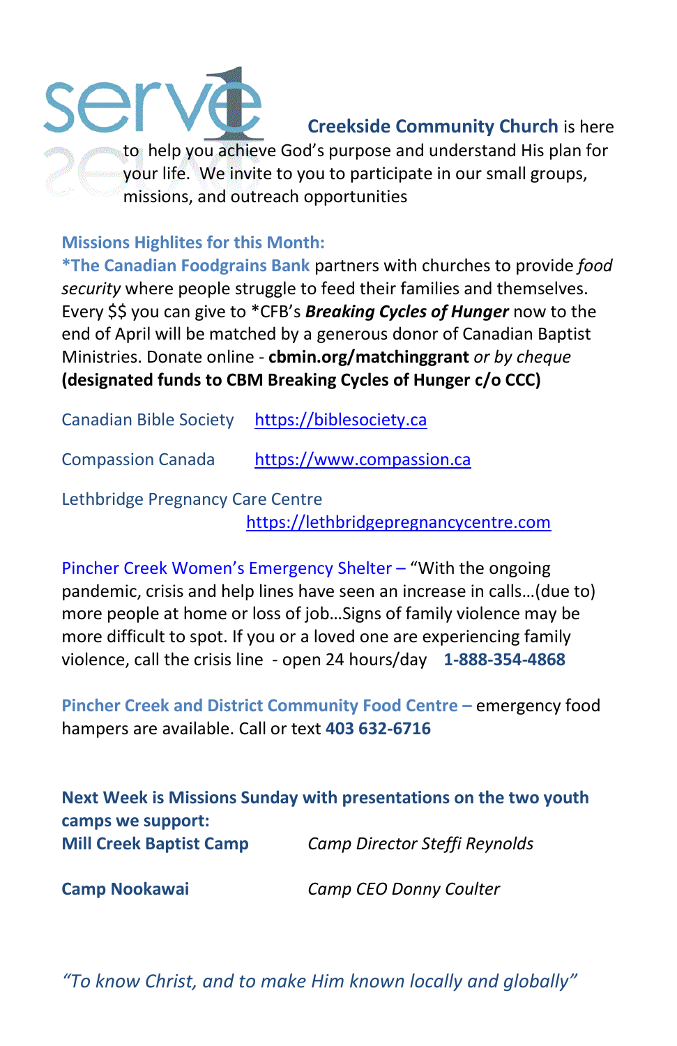serve

**Creekside Community Church** is here to help you achieve God's purpose and understand His plan for your life. We invite to you to participate in our small groups, missions, and outreach opportunities

**Missions Highlites for this Month:**

**\*The Canadian Foodgrains Bank** partners with churches to provide *food security* where people struggle to feed their families and themselves. Every $$ you can give to *CFB's ***Breaking Cycles of Hunger*** now to the end of April will be matched by a generous donor of Canadian Baptist Ministries. Donate online - **cbmin.org/matchinggrant** *or by cheque* **(designated funds to CBM Breaking Cycles of Hunger c/o CCC)**

Canadian Bible Society https://biblesociety.ca

Compassion Canada https://www.compassion.ca

Lethbridge Pregnancy Care Centre https://lethbridgepregnancycentre.com

Pincher Creek Women's Emergency Shelter – "With the ongoing pandemic, crisis and help lines have seen an increase in calls…(due to) more people at home or loss of job…Signs of family violence may be more difficult to spot. If you or a loved one are experiencing family violence, call the crisis line - open 24 hours/day **1-888-354-4868**

**Pincher Creek and District Community Food Centre –** emergency food hampers are available. Call or text **403 632-6716**

**Next Week is Missions Sunday with presentations on the two youth camps we support:**

**Mill Creek Baptist Camp** *Camp Director Steffi Reynolds*

**Camp Nookawai** *Camp CEO Donny Coulter*

*"To know Christ, and to make Him known locally and globally"*